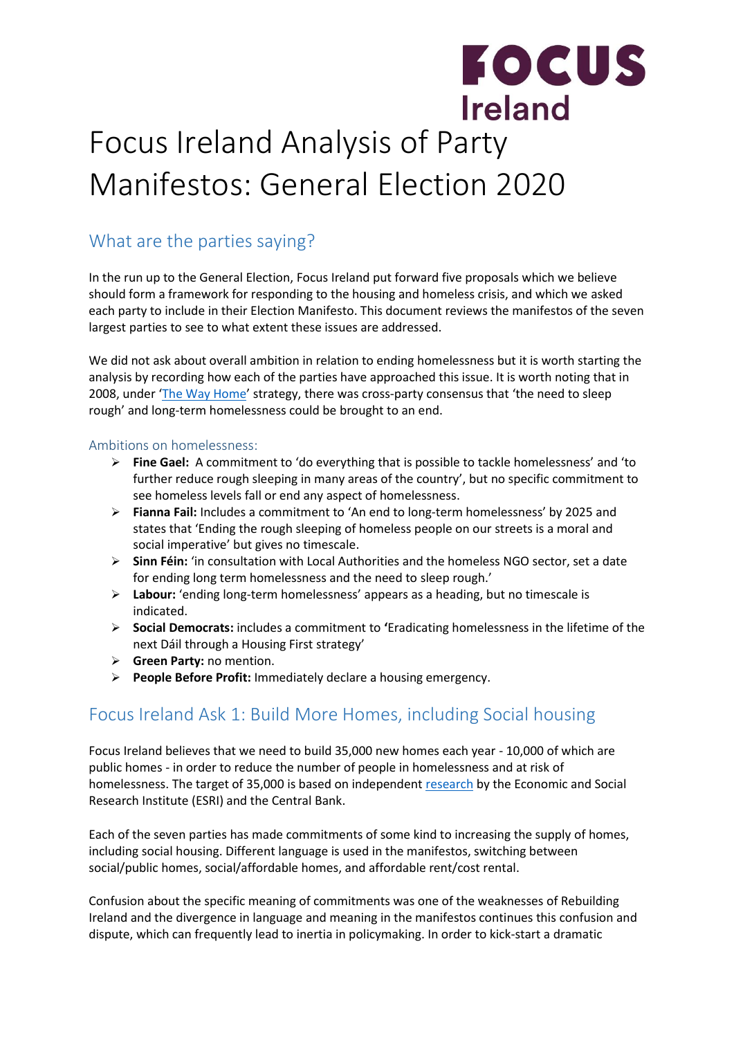# Focus Ireland Analysis of Party Manifestos: General Election 2020

## What are the parties saying?

In the run up to the General Election, Focus Ireland put forward five proposals which we believe should form a framework for responding to the housing and homeless crisis, and which we asked each party to include in their Election Manifesto. This document reviews the manifestos of the seven largest parties to see to what extent these issues are addressed.

We did not ask about overall ambition in relation to ending homelessness but it is worth starting the analysis by recording how each of the parties have approached this issue. It is worth noting that in 2008, under 'The Way Home' strategy, there was cross-party consensus that 'the need to sleep rough' and long-term homelessness could be brought to an end.

### Ambitions on homelessness:

- **Fine Gael:** A commitment to 'do everything that is possible to tackle homelessness' and 'to further reduce rough sleeping in many areas of the country', but no specific commitment to see homeless levels fall or end any aspect of homelessness.
- **Fianna Fail:** Includes a commitment to 'An end to long-term homelessness' by 2025 and states that 'Ending the rough sleeping of homeless people on our streets is a moral and social imperative' but gives no timescale.
- **Sinn Féin:** 'in consultation with Local Authorities and the homeless NGO sector, set a date for ending long term homelessness and the need to sleep rough.'
- **Labour:** 'ending long-term homelessness' appears as a heading, but no timescale is indicated.
- **Social Democrats:** includes a commitment to **'**Eradicating homelessness in the lifetime of the next Dáil through a Housing First strategy'
- **Green Party:** no mention.
- **People Before Profit:** Immediately declare a housing emergency.

## Focus Ireland Ask 1: Build More Homes, including Social housing

Focus Ireland believes that we need to build 35,000 new homes each year - 10,000 of which are public homes - in order to reduce the number of people in homelessness and at risk of homelessness. The target of 35,000 is based on independent research by the Economic and Social Research Institute (ESRI) and the Central Bank.

Each of the seven parties has made commitments of some kind to increasing the supply of homes, including social housing. Different language is used in the manifestos, switching between social/public homes, social/affordable homes, and affordable rent/cost rental.

Confusion about the specific meaning of commitments was one of the weaknesses of Rebuilding Ireland and the divergence in language and meaning in the manifestos continues this confusion and dispute, which can frequently lead to inertia in policymaking. In order to kick-start a dramatic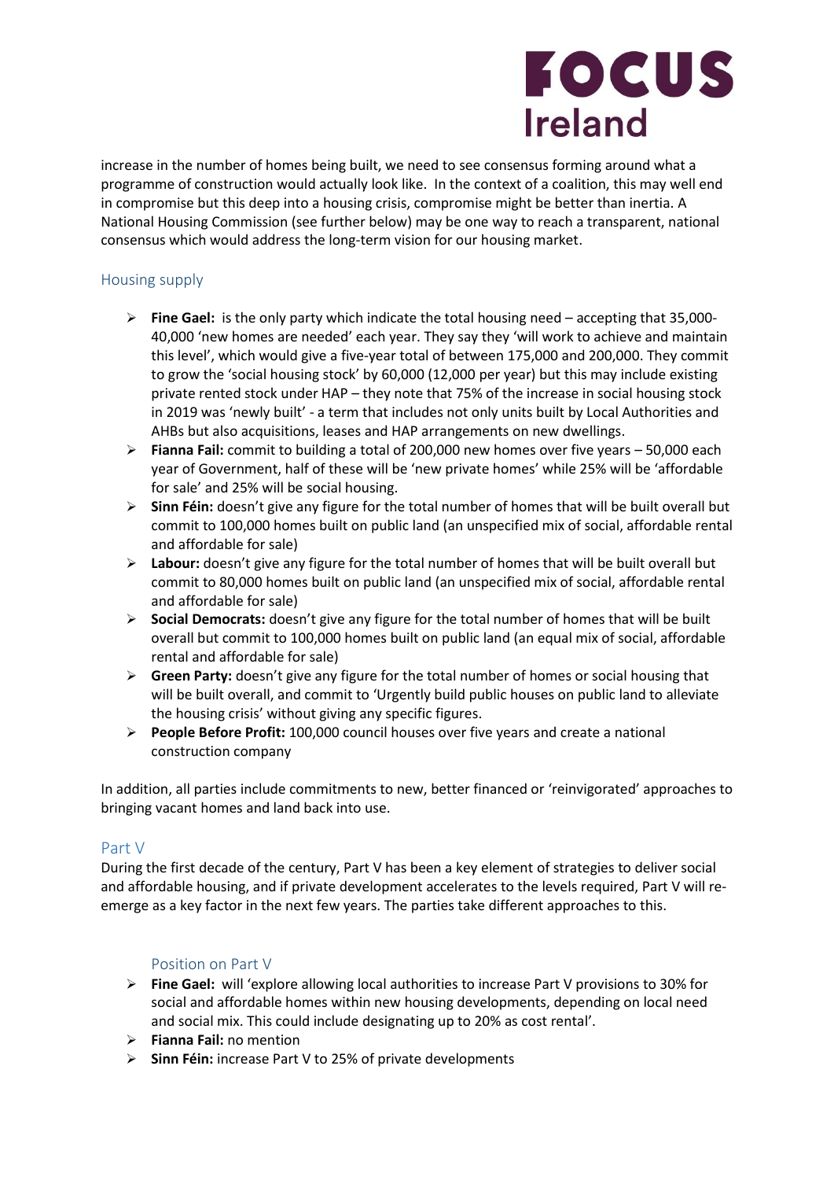increase in the number of homes being built, we need to see consensus forming around what a programme of construction would actually look like. In the context of a coalition, this may well end in compromise but this deep into a housing crisis, compromise might be better than inertia. A National Housing Commission (see further below) may be one way to reach a transparent, national consensus which would address the long-term vision for our housing market.

## Housing supply

- **Fine Gael:** is the only party which indicate the total housing need – accepting that 35,000-40,000 'new homes are needed' each year. They say they 'will work to achieve and maintain this level', which would give a five-year total of between 175,000 and 200,000. They commit to grow the 'social housing stock' by 60,000 (12,000 per year) but this may include existing private rented stock under HAP – they note that 75% of the increase in social housing stock in 2019 was 'newly built' - a term that includes not only units built by Local Authorities and AHBs but also acquisitions, leases and HAP arrangements on new dwellings.
- **Fianna Fail:** commit to building a total of 200,000 new homes over five years – 50,000 each year of Government, half of these will be 'new private homes' while 25% will be 'affordable for sale' and 25% will be social housing.
- **Sinn Féin:** doesn't give any figure for the total number of homes that will be built overall but commit to 100,000 homes built on public land (an unspecified mix of social, affordable rental and affordable for sale)
- **Labour:** doesn't give any figure for the total number of homes that will be built overall but commit to 80,000 homes built on public land (an unspecified mix of social, affordable rental and affordable for sale)
- **Social Democrats:** doesn't give any figure for the total number of homes that will be built overall but commit to 100,000 homes built on public land (an equal mix of social, affordable rental and affordable for sale)
- **Green Party:** doesn't give any figure for the total number of homes or social housing that will be built overall, and commit to 'Urgently build public houses on public land to alleviate the housing crisis' without giving any specific figures.
- **People Before Profit:** 100,000 council houses over five years and create a national construction company

In addition, all parties include commitments to new, better financed or 'reinvigorated' approaches to bringing vacant homes and land back into use.

## Part V

During the first decade of the century, Part V has been a key element of strategies to deliver social and affordable housing, and if private development accelerates to the levels required, Part V will re-emerge as a key factor in the next few years. The parties take different approaches to this.

### Position on Part V

- **Fine Gael:** will 'explore allowing local authorities to increase Part V provisions to 30% for social and affordable homes within new housing developments, depending on local need and social mix. This could include designating up to 20% as cost rental'.
- **Fianna Fail:** no mention
- **Sinn Féin:** increase Part V to 25% of private developments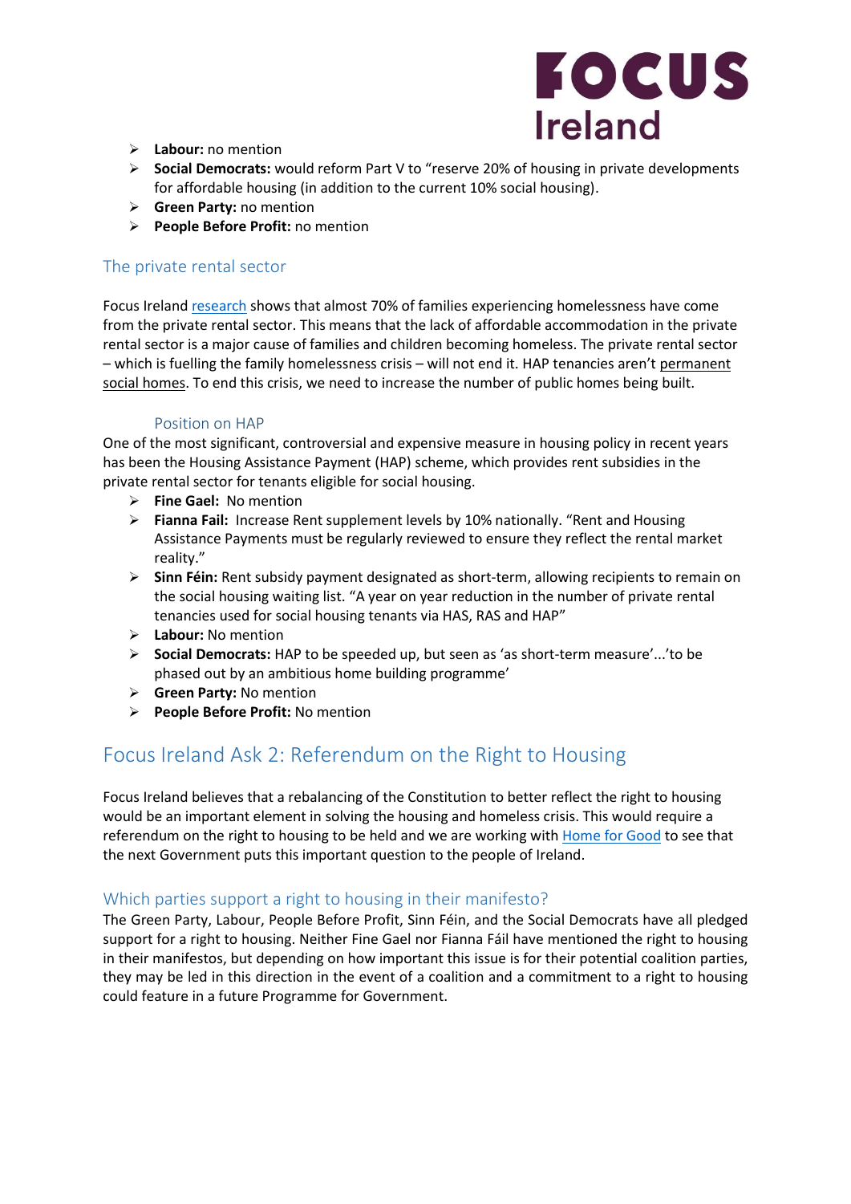- **Labour:** no mention
- **Social Democrats:** would reform Part V to "reserve 20% of housing in private developments for affordable housing (in addition to the current 10% social housing).
- **Green Party:** no mention
- **People Before Profit:** no mention

## The private rental sector

Focus Ireland research shows that almost 70% of families experiencing homelessness have come from the private rental sector. This means that the lack of affordable accommodation in the private rental sector is a major cause of families and children becoming homeless. The private rental sector – which is fuelling the family homelessness crisis – will not end it. HAP tenancies aren't permanent social homes. To end this crisis, we need to increase the number of public homes being built.

### Position on HAP

One of the most significant, controversial and expensive measure in housing policy in recent years has been the Housing Assistance Payment (HAP) scheme, which provides rent subsidies in the private rental sector for tenants eligible for social housing.

- **Fine Gael:** No mention
- **Fianna Fail:** Increase Rent supplement levels by 10% nationally. "Rent and Housing Assistance Payments must be regularly reviewed to ensure they reflect the rental market reality."
- **Sinn Féin:** Rent subsidy payment designated as short-term, allowing recipients to remain on the social housing waiting list. "A year on year reduction in the number of private rental tenancies used for social housing tenants via HAS, RAS and HAP"
- **Labour:** No mention
- **Social Democrats:** HAP to be speeded up, but seen as 'as short-term measure'...'to be phased out by an ambitious home building programme'
- **Green Party:** No mention
- **People Before Profit:** No mention

# Focus Ireland Ask 2: Referendum on the Right to Housing

Focus Ireland believes that a rebalancing of the Constitution to better reflect the right to housing would be an important element in solving the housing and homeless crisis. This would require a referendum on the right to housing to be held and we are working with Home for Good to see that the next Government puts this important question to the people of Ireland.

## Which parties support a right to housing in their manifesto?

The Green Party, Labour, People Before Profit, Sinn Féin, and the Social Democrats have all pledged support for a right to housing. Neither Fine Gael nor Fianna Fáil have mentioned the right to housing in their manifestos, but depending on how important this issue is for their potential coalition parties, they may be led in this direction in the event of a coalition and a commitment to a right to housing could feature in a future Programme for Government.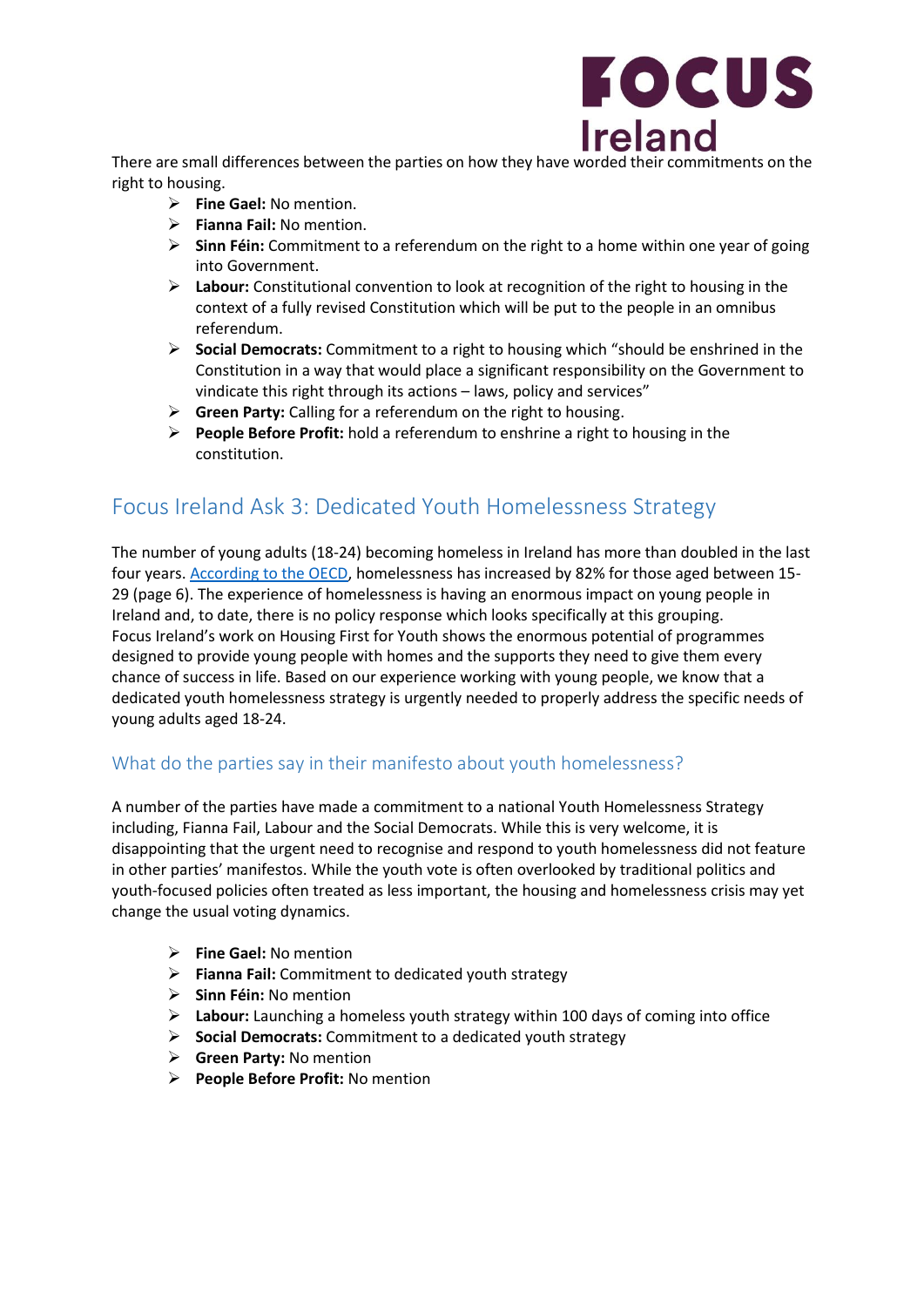There are small differences between the parties on how they have worded their commitments on the right to housing.

- **Fine Gael:** No mention.
- **Fianna Fail:** No mention.
- **Sinn Féin:** Commitment to a referendum on the right to a home within one year of going into Government.
- **Labour:** Constitutional convention to look at recognition of the right to housing in the context of a fully revised Constitution which will be put to the people in an omnibus referendum.
- **Social Democrats:** Commitment to a right to housing which "should be enshrined in the Constitution in a way that would place a significant responsibility on the Government to vindicate this right through its actions – laws, policy and services"
- **Green Party:** Calling for a referendum on the right to housing.
- **People Before Profit:** hold a referendum to enshrine a right to housing in the constitution.

## Focus Ireland Ask 3: Dedicated Youth Homelessness Strategy

The number of young adults (18-24) becoming homeless in Ireland has more than doubled in the last four years. According to the OECD, homelessness has increased by 82% for those aged between 15-29 (page 6). The experience of homelessness is having an enormous impact on young people in Ireland and, to date, there is no policy response which looks specifically at this grouping. Focus Ireland's work on Housing First for Youth shows the enormous potential of programmes designed to provide young people with homes and the supports they need to give them every chance of success in life. Based on our experience working with young people, we know that a dedicated youth homelessness strategy is urgently needed to properly address the specific needs of young adults aged 18-24.

### What do the parties say in their manifesto about youth homelessness?

A number of the parties have made a commitment to a national Youth Homelessness Strategy including, Fianna Fail, Labour and the Social Democrats. While this is very welcome, it is disappointing that the urgent need to recognise and respond to youth homelessness did not feature in other parties' manifestos. While the youth vote is often overlooked by traditional politics and youth-focused policies often treated as less important, the housing and homelessness crisis may yet change the usual voting dynamics.

- **Fine Gael:** No mention
- **Fianna Fail:** Commitment to dedicated youth strategy
- **Sinn Féin:** No mention
- **Labour:** Launching a homeless youth strategy within 100 days of coming into office
- **Social Democrats:** Commitment to a dedicated youth strategy
- **Green Party:** No mention
- **People Before Profit:** No mention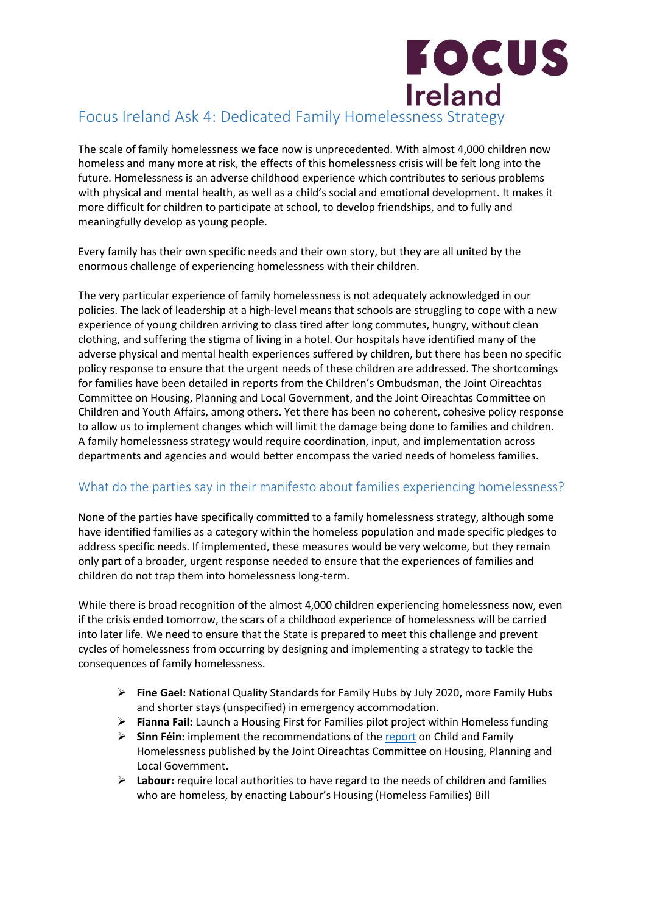# Focus Ireland Ask 4: Dedicated Family Homelessness Strategy

The scale of family homelessness we face now is unprecedented. With almost 4,000 children now homeless and many more at risk, the effects of this homelessness crisis will be felt long into the future. Homelessness is an adverse childhood experience which contributes to serious problems with physical and mental health, as well as a child's social and emotional development. It makes it more difficult for children to participate at school, to develop friendships, and to fully and meaningfully develop as young people.

Every family has their own specific needs and their own story, but they are all united by the enormous challenge of experiencing homelessness with their children.

The very particular experience of family homelessness is not adequately acknowledged in our policies. The lack of leadership at a high-level means that schools are struggling to cope with a new experience of young children arriving to class tired after long commutes, hungry, without clean clothing, and suffering the stigma of living in a hotel. Our hospitals have identified many of the adverse physical and mental health experiences suffered by children, but there has been no specific policy response to ensure that the urgent needs of these children are addressed. The shortcomings for families have been detailed in reports from the Children's Ombudsman, the Joint Oireachtas Committee on Housing, Planning and Local Government, and the Joint Oireachtas Committee on Children and Youth Affairs, among others. Yet there has been no coherent, cohesive policy response to allow us to implement changes which will limit the damage being done to families and children. A family homelessness strategy would require coordination, input, and implementation across departments and agencies and would better encompass the varied needs of homeless families.

## What do the parties say in their manifesto about families experiencing homelessness?

None of the parties have specifically committed to a family homelessness strategy, although some have identified families as a category within the homeless population and made specific pledges to address specific needs. If implemented, these measures would be very welcome, but they remain only part of a broader, urgent response needed to ensure that the experiences of families and children do not trap them into homelessness long-term.

While there is broad recognition of the almost 4,000 children experiencing homelessness now, even if the crisis ended tomorrow, the scars of a childhood experience of homelessness will be carried into later life. We need to ensure that the State is prepared to meet this challenge and prevent cycles of homelessness from occurring by designing and implementing a strategy to tackle the consequences of family homelessness.

- **Fine Gael:** National Quality Standards for Family Hubs by July 2020, more Family Hubs and shorter stays (unspecified) in emergency accommodation.
- **Fianna Fail:** Launch a Housing First for Families pilot project within Homeless funding
- **Sinn Féin:** implement the recommendations of the report on Child and Family Homelessness published by the Joint Oireachtas Committee on Housing, Planning and Local Government.
- **Labour:** require local authorities to have regard to the needs of children and families who are homeless, by enacting Labour's Housing (Homeless Families) Bill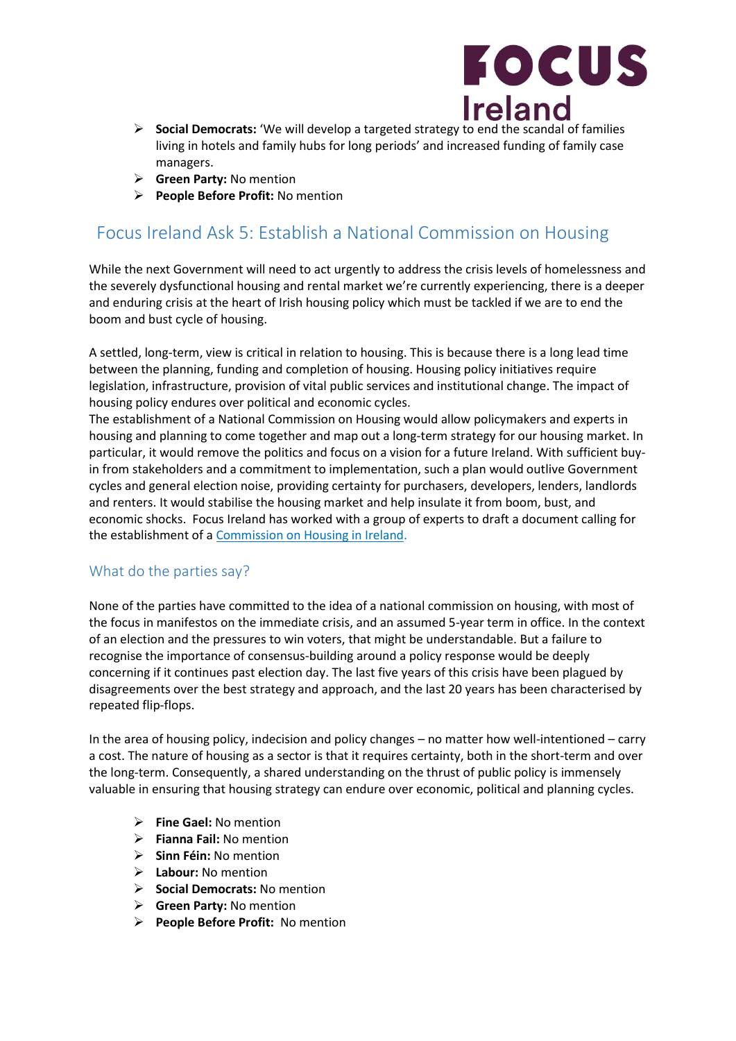- **Social Democrats:** 'We will develop a targeted strategy to end the scandal of families living in hotels and family hubs for long periods' and increased funding of family case managers.
- **Green Party:** No mention
- **People Before Profit:** No mention

## Focus Ireland Ask 5: Establish a National Commission on Housing

While the next Government will need to act urgently to address the crisis levels of homelessness and the severely dysfunctional housing and rental market we're currently experiencing, there is a deeper and enduring crisis at the heart of Irish housing policy which must be tackled if we are to end the boom and bust cycle of housing.

A settled, long-term, view is critical in relation to housing. This is because there is a long lead time between the planning, funding and completion of housing. Housing policy initiatives require legislation, infrastructure, provision of vital public services and institutional change. The impact of housing policy endures over political and economic cycles.

The establishment of a National Commission on Housing would allow policymakers and experts in housing and planning to come together and map out a long-term strategy for our housing market. In particular, it would remove the politics and focus on a vision for a future Ireland. With sufficient buy-in from stakeholders and a commitment to implementation, such a plan would outlive Government cycles and general election noise, providing certainty for purchasers, developers, lenders, landlords and renters. It would stabilise the housing market and help insulate it from boom, bust, and economic shocks. Focus Ireland has worked with a group of experts to draft a document calling for the establishment of a Commission on Housing in Ireland.

### What do the parties say?

None of the parties have committed to the idea of a national commission on housing, with most of the focus in manifestos on the immediate crisis, and an assumed 5-year term in office. In the context of an election and the pressures to win voters, that might be understandable. But a failure to recognise the importance of consensus-building around a policy response would be deeply concerning if it continues past election day. The last five years of this crisis have been plagued by disagreements over the best strategy and approach, and the last 20 years has been characterised by repeated flip-flops.

In the area of housing policy, indecision and policy changes – no matter how well-intentioned – carry a cost. The nature of housing as a sector is that it requires certainty, both in the short-term and over the long-term. Consequently, a shared understanding on the thrust of public policy is immensely valuable in ensuring that housing strategy can endure over economic, political and planning cycles.

- **Fine Gael:** No mention
- **Fianna Fail:** No mention
- **Sinn Féin:** No mention
- **Labour:** No mention
- **Social Democrats:** No mention
- **Green Party:** No mention
- **People Before Profit:** No mention